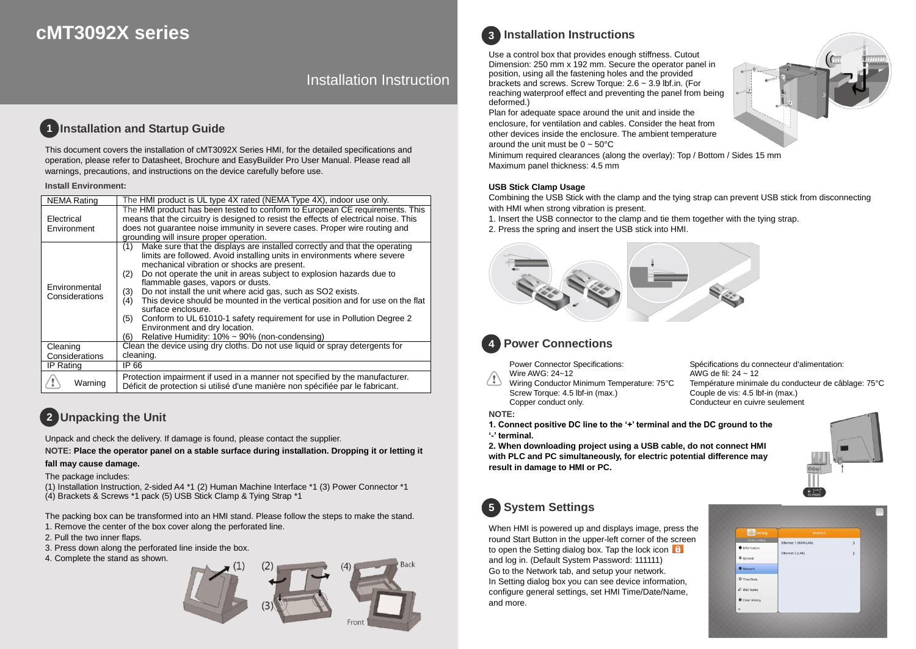# cMT3092X series

Installation Instruction

## 1 Installation and Startup Guide

This document covers the installation of cMT3092X Series HMI, for the detailed specifications and operation, please refer to Datasheet, Brochure and EasyBuilder Pro User Manual. Please read all warnings, precautions, and instructions on the device carefully before use.

**Install Environment:**

| NEMA Rating | The HMI product is UL type 4X rated (NEMA Type 4X), indoor use only. |
|---|---|
| Electrical Environment | The HMI product has been tested to conform to European CE requirements. This means that the circuitry is designed to resist the effects of electrical noise. This does not guarantee noise immunity in severe cases. Proper wire routing and grounding will insure proper operation. |
| Environmental Considerations | (1) Make sure that the displays are installed correctly and that the operating limits are followed. Avoid installing units in environments where severe mechanical vibration or shocks are present. (2) Do not operate the unit in areas subject to explosion hazards due to flammable gases, vapors or dusts. (3) Do not install the unit where acid gas, such as SO2 exists. (4) This device should be mounted in the vertical position and for use on the flat surface enclosure. (5) Conform to UL 61010-1 safety requirement for use in Pollution Degree 2 Environment and dry location. (6) Relative Humidity: 10% ~ 90% (non-condensing) |
| Cleaning Considerations | Clean the device using dry cloths. Do not use liquid or spray detergents for cleaning. |
| IP Rating | IP 66 |
| Warning | Protection impairment if used in a manner not specified by the manufacturer. Déficit de protection si utilisé d'une manière non spécifiée par le fabricant. |

## 2 Unpacking the Unit

Unpack and check the delivery. If damage is found, please contact the supplier.

**NOTE: Place the operator panel on a stable surface during installation. Dropping it or letting it fall may cause damage.**

The package includes:

(1) Installation Instruction, 2-sided A4 *1 (2) Human Machine Interface *1 (3) Power Connector *1
(4) Brackets & Screws *1 pack (5) USB Stick Clamp & Tying Strap *1

The packing box can be transformed into an HMI stand. Please follow the steps to make the stand.

1. Remove the center of the box cover along the perforated line.
2. Pull the two inner flaps.
3. Press down along the perforated line inside the box.
4. Complete the stand as shown.

## 3 Installation Instructions

Use a control box that provides enough stiffness. Cutout Dimension: 250 mm x 192 mm. Secure the operator panel in position, using all the fastening holes and the provided brackets and screws. Screw Torque: 2.6 ~ 3.9 lbf.in. (For reaching waterproof effect and preventing the panel from being deformed.)

Plan for adequate space around the unit and inside the enclosure, for ventilation and cables. Consider the heat from other devices inside the enclosure. The ambient temperature around the unit must be 0 ~ 50°C

Minimum required clearances (along the overlay): Top / Bottom / Sides 15 mm

Maximum panel thickness: 4.5 mm

**USB Stick Clamp Usage**

Combining the USB Stick with the clamp and the tying strap can prevent USB stick from disconnecting with HMI when strong vibration is present.

1. Insert the USB connector to the clamp and tie them together with the tying strap.
2. Press the spring and insert the USB stick into HMI.

## 4 Power Connections

Power Connector Specifications:
Wire AWG: 24~12
Wiring Conductor Minimum Temperature: 75°C
Screw Torque: 4.5 lbf-in (max.)
Copper conduct only.

Spécifications du connecteur d'alimentation:
AWG de fil: 24 ~ 12
Température minimale du conducteur de câblage: 75°C
Couple de vis: 4.5 lbf-in (max.)
Conducteur en cuivre seulement

**NOTE:**

**1. Connect positive DC line to the '+' terminal and the DC ground to the '-' terminal.**

**2. When downloading project using a USB cable, do not connect HMI with PLC and PC simultaneously, for electric potential difference may result in damage to HMI or PC.**

## 5 System Settings

When HMI is powered up and displays image, press the round Start Button in the upper-left corner of the screen to open the Setting dialog box. Tap the lock icon and log in. (Default System Password: 111111)

Go to the Network tab, and setup your network.

In Setting dialog box you can see device information, configure general settings, set HMI Time/Date/Name, and more.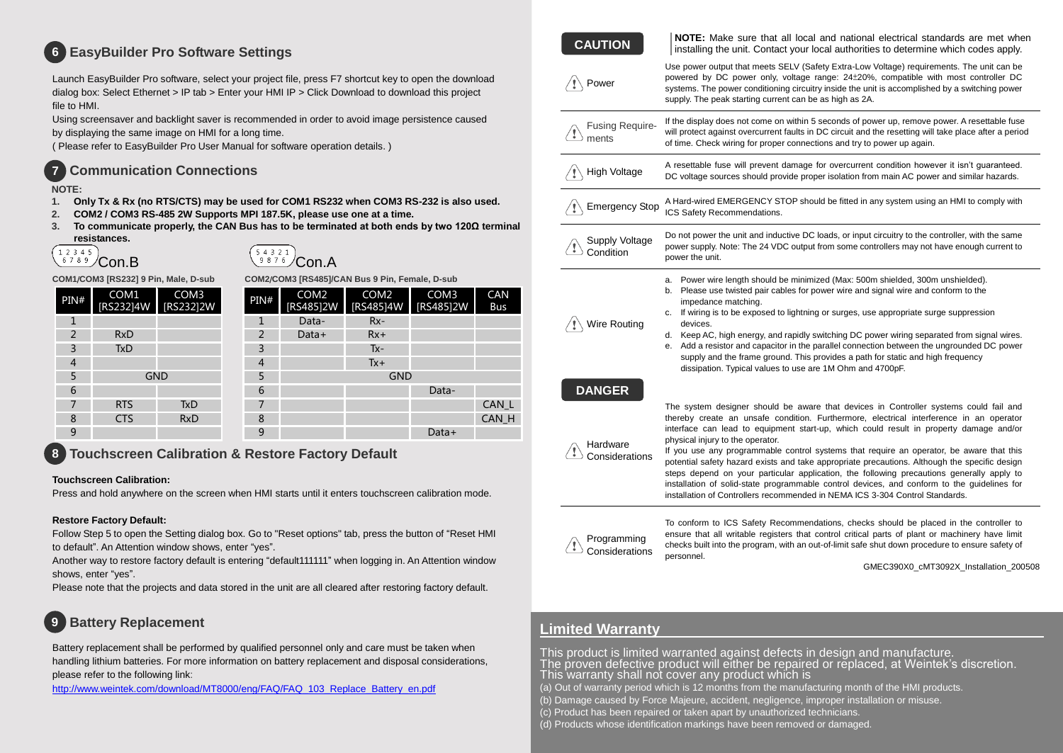## 6 EasyBuilder Pro Software Settings

Launch EasyBuilder Pro software, select your project file, press F7 shortcut key to open the download dialog box: Select Ethernet > IP tab > Enter your HMI IP > Click Download to download this project file to HMI.

Using screensaver and backlight saver is recommended in order to avoid image persistence caused by displaying the same image on HMI for a long time.

( Please refer to EasyBuilder Pro User Manual for software operation details. )

## 7 Communication Connections

**NOTE:**

1. **Only Tx & Rx (no RTS/CTS) may be used for COM1 RS232 when COM3 RS-232 is also used.**
2. **COM2 / COM3 RS-485 2W Supports MPI 187.5K, please use one at a time.**
3. **To communicate properly, the CAN Bus has to be terminated at both ends by two 120Ω terminal resistances.**

Con.B (1 2 3 4 5 / 6 7 8 9)

**COM1/COM3 [RS232] 9 Pin, Male, D-sub**

| PIN# | COM1 [RS232]4W | COM3 [RS232]2W |
|---|---|---|
| 1 | | |
| 2 | RxD | |
| 3 | TxD | |
| 4 | | |
| 5 | GND | |
| 6 | | |
| 7 | RTS | TxD |
| 8 | CTS | RxD |
| 9 | | |

Con.A (5 4 3 2 1 / 9 8 7 6)

**COM2/COM3 [RS485]/CAN Bus 9 Pin, Female, D-sub**

| PIN# | COM2 [RS485]2W | COM2 [RS485]4W | COM3 [RS485]2W | CAN Bus |
|---|---|---|---|---|
| 1 | Data- | Rx- | | |
| 2 | Data+ | Rx+ | | |
| 3 | | Tx- | | |
| 4 | | Tx+ | | |
| 5 | GND | | | |
| 6 | | | Data- | |
| 7 | | | | CAN_L |
| 8 | | | | CAN_H |
| 9 | | | Data+ | |

## 8 Touchscreen Calibration & Restore Factory Default

**Touchscreen Calibration:**

Press and hold anywhere on the screen when HMI starts until it enters touchscreen calibration mode.

**Restore Factory Default:**

Follow Step 5 to open the Setting dialog box. Go to "Reset options" tab, press the button of "Reset HMI to default". An Attention window shows, enter "yes".

Another way to restore factory default is entering "default111111" when logging in. An Attention window shows, enter "yes".

Please note that the projects and data stored in the unit are all cleared after restoring factory default.

## 9 Battery Replacement

Battery replacement shall be performed by qualified personnel only and care must be taken when handling lithium batteries. For more information on battery replacement and disposal considerations, please refer to the following link:

http://www.weintek.com/download/MT8000/eng/FAQ/FAQ_103_Replace_Battery_en.pdf

## CAUTION

**NOTE:** Make sure that all local and national electrical standards are met when installing the unit. Contact your local authorities to determine which codes apply.

**Power:** Use power output that meets SELV (Safety Extra-Low Voltage) requirements. The unit can be powered by DC power only, voltage range: 24±20%, compatible with most controller DC systems. The power conditioning circuitry inside the unit is accomplished by a switching power supply. The peak starting current can be as high as 2A.

**Fusing Requirements:** If the display does not come on within 5 seconds of power up, remove power. A resettable fuse will protect against overcurrent faults in DC circuit and the resetting will take place after a period of time. Check wiring for proper connections and try to power up again.

**High Voltage:** A resettable fuse will prevent damage for overcurrent condition however it isn't guaranteed. DC voltage sources should provide proper isolation from main AC power and similar hazards.

**Emergency Stop:** A Hard-wired EMERGENCY STOP should be fitted in any system using an HMI to comply with ICS Safety Recommendations.

**Supply Voltage Condition:** Do not power the unit and inductive DC loads, or input circuitry to the controller, with the same power supply. Note: The 24 VDC output from some controllers may not have enough current to power the unit.

**Wire Routing:**

a. Power wire length should be minimized (Max: 500m shielded, 300m unshielded).
b. Please use twisted pair cables for power wire and signal wire and conform to the impedance matching.
c. If wiring is to be exposed to lightning or surges, use appropriate surge suppression devices.
d. Keep AC, high energy, and rapidly switching DC power wiring separated from signal wires.
e. Add a resistor and capacitor in the parallel connection between the ungrounded DC power supply and the frame ground. This provides a path for static and high frequency dissipation. Typical values to use are 1M Ohm and 4700pF.

## DANGER

**Hardware Considerations:** The system designer should be aware that devices in Controller systems could fail and thereby create an unsafe condition. Furthermore, electrical interference in an operator interface can lead to equipment start-up, which could result in property damage and/or physical injury to the operator.

If you use any programmable control systems that require an operator, be aware that this potential safety hazard exists and take appropriate precautions. Although the specific design steps depend on your particular application, the following precautions generally apply to installation of solid-state programmable control devices, and conform to the guidelines for installation of Controllers recommended in NEMA ICS 3-304 Control Standards.

**Programming Considerations:** To conform to ICS Safety Recommendations, checks should be placed in the controller to ensure that all writable registers that control critical parts of plant or machinery have limit checks built into the program, with an out-of-limit safe shut down procedure to ensure safety of personnel.

GMEC390X0_cMT3092X_Installation_200508

## Limited Warranty

This product is limited warranted against defects in design and manufacture.
The proven defective product will either be repaired or replaced, at Weintek's discretion.
This warranty shall not cover any product which is

(a) Out of warranty period which is 12 months from the manufacturing month of the HMI products.
(b) Damage caused by Force Majeure, accident, negligence, improper installation or misuse.
(c) Product has been repaired or taken apart by unauthorized technicians.
(d) Products whose identification markings have been removed or damaged.